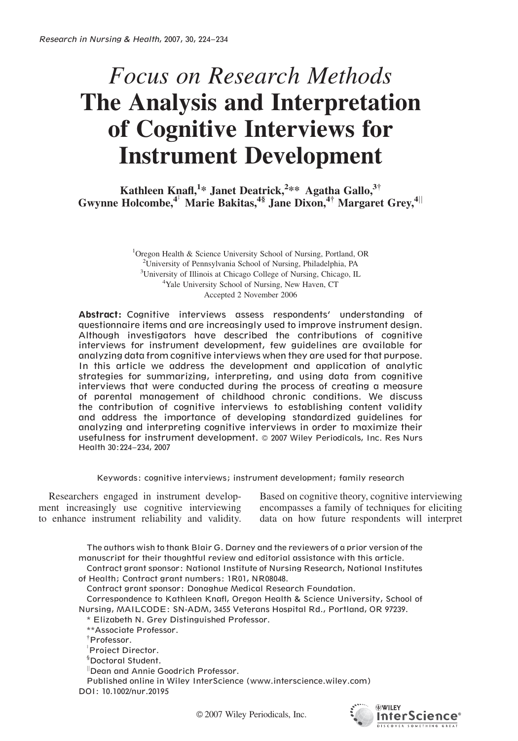*Focus on Research Methods*

# The Analysis and Interpretation of Cognitive Interviews for Instrument Development

**Kathleen Knafl,[1]\* Janet Deatrick,[2]\*\* Agatha Gallo,[3]† Gwynne Holcombe,[4]‡ Marie Bakitas,[4]§ Jane Dixon,[4]† Margaret Grey,[4]||**

[1]Oregon Health & Science University School of Nursing, Portland, OR
[2]University of Pennsylvania School of Nursing, Philadelphia, PA
[3]University of Illinois at Chicago College of Nursing, Chicago, IL
[4]Yale University School of Nursing, New Haven, CT
Accepted 2 November 2006

**Abstract:** Cognitive interviews assess respondents' understanding of questionnaire items and are increasingly used to improve instrument design. Although investigators have described the contributions of cognitive interviews for instrument development, few guidelines are available for analyzing data from cognitive interviews when they are used for that purpose. In this article we address the development and application of analytic strategies for summarizing, interpreting, and using data from cognitive interviews that were conducted during the process of creating a measure of parental management of childhood chronic conditions. We discuss the contribution of cognitive interviews to establishing content validity and address the importance of developing standardized guidelines for analyzing and interpreting cognitive interviews in order to maximize their usefulness for instrument development. © 2007 Wiley Periodicals, Inc. Res Nurs Health 30:224–234, 2007

Keywords: cognitive interviews; instrument development; family research

Researchers engaged in instrument development increasingly use cognitive interviewing to enhance instrument reliability and validity. Based on cognitive theory, cognitive interviewing encompasses a family of techniques for eliciting data on how future respondents will interpret

The authors wish to thank Blair G. Darney and the reviewers of a prior version of the manuscript for their thoughtful review and editorial assistance with this article.
Contract grant sponsor: National Institute of Nursing Research, National Institutes of Health; Contract grant numbers: 1R01, NR08048.
Contract grant sponsor: Donaghue Medical Research Foundation.
Correspondence to Kathleen Knafl, Oregon Health & Science University, School of Nursing, MAILCODE: SN-ADM, 3455 Veterans Hospital Rd., Portland, OR 97239.
\* Elizabeth N. Grey Distinguished Professor.
\*\*Associate Professor.
†Professor.
‡Project Director.
§Doctoral Student.
||Dean and Annie Goodrich Professor.
Published online in Wiley InterScience (www.interscience.wiley.com)
DOI: 10.1002/nur.20195

© 2007 Wiley Periodicals, Inc.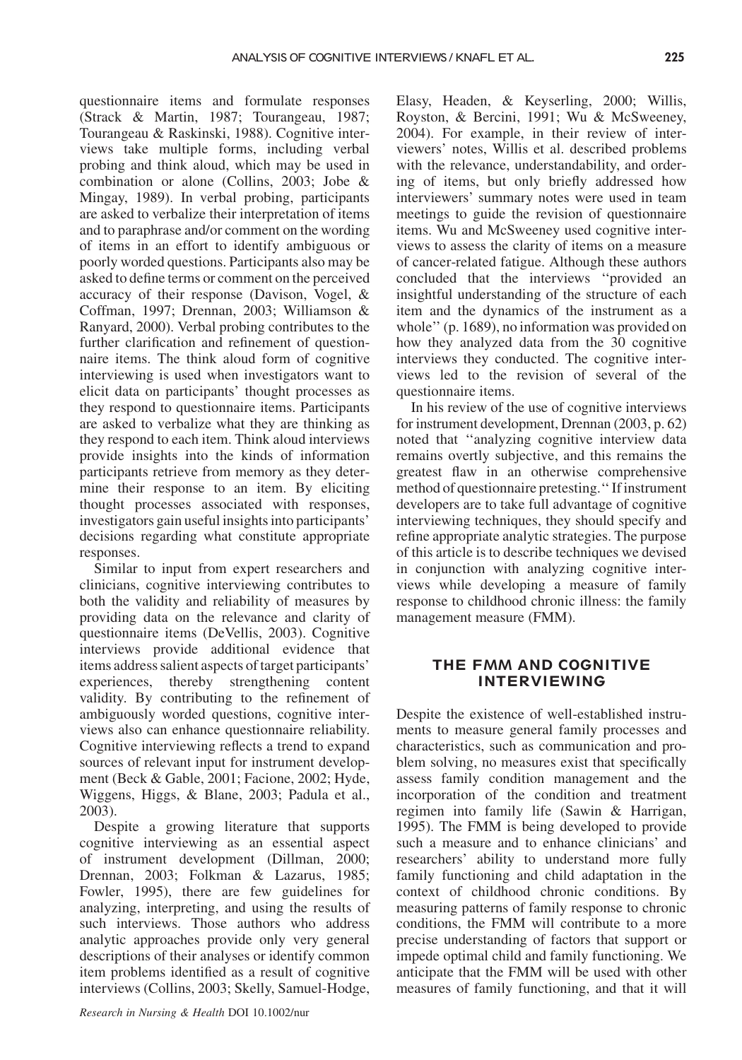questionnaire items and formulate responses (Strack & Martin, 1987; Tourangeau, 1987; Tourangeau & Raskinski, 1988). Cognitive interviews take multiple forms, including verbal probing and think aloud, which may be used in combination or alone (Collins, 2003; Jobe & Mingay, 1989). In verbal probing, participants are asked to verbalize their interpretation of items and to paraphrase and/or comment on the wording of items in an effort to identify ambiguous or poorly worded questions. Participants also may be asked to define terms or comment on the perceived accuracy of their response (Davison, Vogel, & Coffman, 1997; Drennan, 2003; Williamson & Ranyard, 2000). Verbal probing contributes to the further clarification and refinement of questionnaire items. The think aloud form of cognitive interviewing is used when investigators want to elicit data on participants' thought processes as they respond to questionnaire items. Participants are asked to verbalize what they are thinking as they respond to each item. Think aloud interviews provide insights into the kinds of information participants retrieve from memory as they determine their response to an item. By eliciting thought processes associated with responses, investigators gain useful insights into participants' decisions regarding what constitute appropriate responses.

Similar to input from expert researchers and clinicians, cognitive interviewing contributes to both the validity and reliability of measures by providing data on the relevance and clarity of questionnaire items (DeVellis, 2003). Cognitive interviews provide additional evidence that items address salient aspects of target participants' experiences, thereby strengthening content validity. By contributing to the refinement of ambiguously worded questions, cognitive interviews also can enhance questionnaire reliability. Cognitive interviewing reflects a trend to expand sources of relevant input for instrument development (Beck & Gable, 2001; Facione, 2002; Hyde, Wiggens, Higgs, & Blane, 2003; Padula et al., 2003).

Despite a growing literature that supports cognitive interviewing as an essential aspect of instrument development (Dillman, 2000; Drennan, 2003; Folkman & Lazarus, 1985; Fowler, 1995), there are few guidelines for analyzing, interpreting, and using the results of such interviews. Those authors who address analytic approaches provide only very general descriptions of their analyses or identify common item problems identified as a result of cognitive interviews (Collins, 2003; Skelly, Samuel-Hodge, Elasy, Headen, & Keyserling, 2000; Willis, Royston, & Bercini, 1991; Wu & McSweeney, 2004). For example, in their review of interviewers' notes, Willis et al. described problems with the relevance, understandability, and ordering of items, but only briefly addressed how interviewers' summary notes were used in team meetings to guide the revision of questionnaire items. Wu and McSweeney used cognitive interviews to assess the clarity of items on a measure of cancer-related fatigue. Although these authors concluded that the interviews ''provided an insightful understanding of the structure of each item and the dynamics of the instrument as a whole'' (p. 1689), no information was provided on how they analyzed data from the 30 cognitive interviews they conducted. The cognitive interviews led to the revision of several of the questionnaire items.

In his review of the use of cognitive interviews for instrument development, Drennan (2003, p. 62) noted that ''analyzing cognitive interview data remains overtly subjective, and this remains the greatest flaw in an otherwise comprehensive method of questionnaire pretesting.'' If instrument developers are to take full advantage of cognitive interviewing techniques, they should specify and refine appropriate analytic strategies. The purpose of this article is to describe techniques we devised in conjunction with analyzing cognitive interviews while developing a measure of family response to childhood chronic illness: the family management measure (FMM).

## THE FMM AND COGNITIVE INTERVIEWING

Despite the existence of well-established instruments to measure general family processes and characteristics, such as communication and problem solving, no measures exist that specifically assess family condition management and the incorporation of the condition and treatment regimen into family life (Sawin & Harrigan, 1995). The FMM is being developed to provide such a measure and to enhance clinicians' and researchers' ability to understand more fully family functioning and child adaptation in the context of childhood chronic conditions. By measuring patterns of family response to chronic conditions, the FMM will contribute to a more precise understanding of factors that support or impede optimal child and family functioning. We anticipate that the FMM will be used with other measures of family functioning, and that it will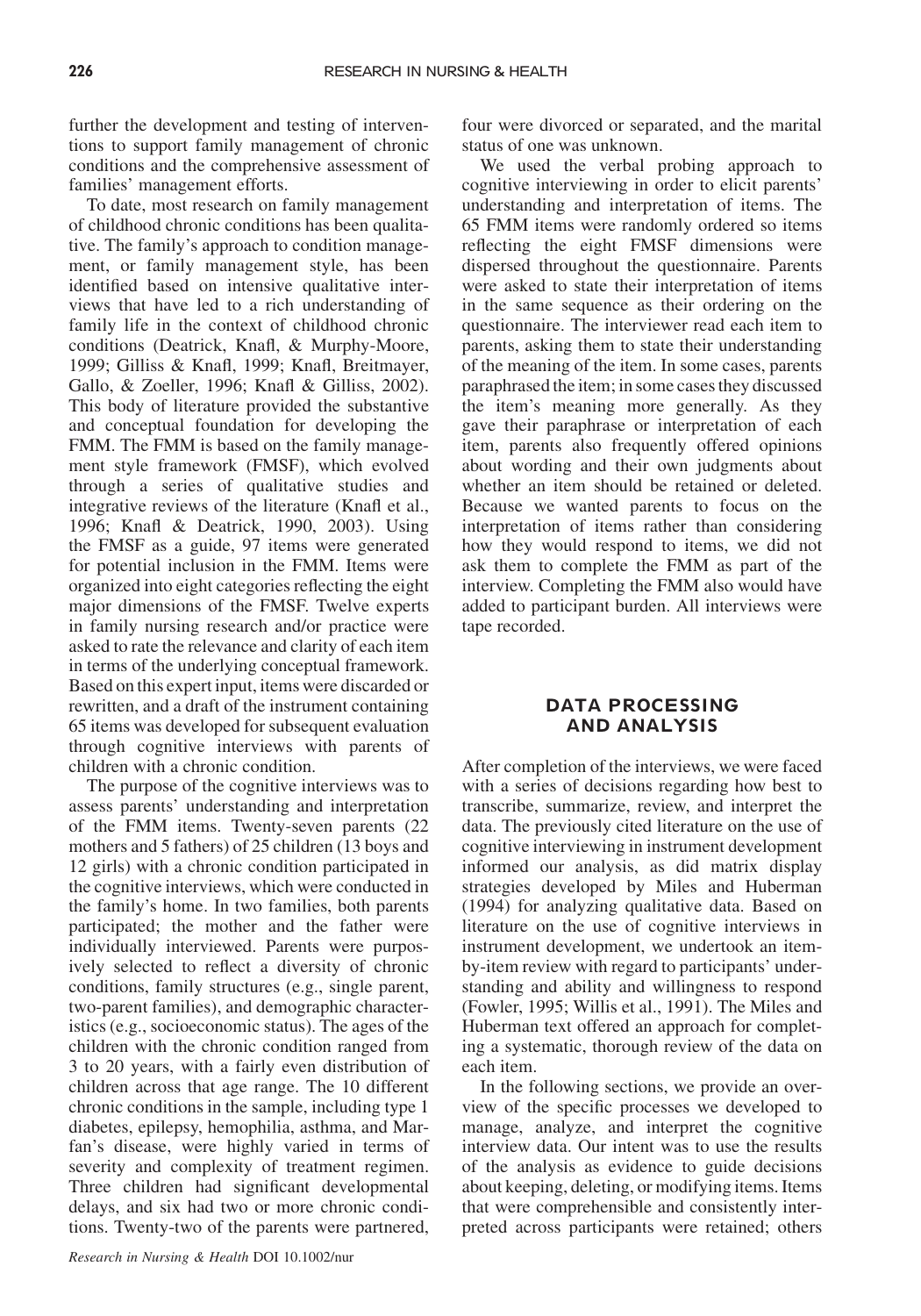further the development and testing of interventions to support family management of chronic conditions and the comprehensive assessment of families' management efforts.

To date, most research on family management of childhood chronic conditions has been qualitative. The family's approach to condition management, or family management style, has been identified based on intensive qualitative interviews that have led to a rich understanding of family life in the context of childhood chronic conditions (Deatrick, Knafl, & Murphy-Moore, 1999; Gilliss & Knafl, 1999; Knafl, Breitmayer, Gallo, & Zoeller, 1996; Knafl & Gilliss, 2002). This body of literature provided the substantive and conceptual foundation for developing the FMM. The FMM is based on the family management style framework (FMSF), which evolved through a series of qualitative studies and integrative reviews of the literature (Knafl et al., 1996; Knafl & Deatrick, 1990, 2003). Using the FMSF as a guide, 97 items were generated for potential inclusion in the FMM. Items were organized into eight categories reflecting the eight major dimensions of the FMSF. Twelve experts in family nursing research and/or practice were asked to rate the relevance and clarity of each item in terms of the underlying conceptual framework. Based on this expert input, items were discarded or rewritten, and a draft of the instrument containing 65 items was developed for subsequent evaluation through cognitive interviews with parents of children with a chronic condition.

The purpose of the cognitive interviews was to assess parents' understanding and interpretation of the FMM items. Twenty-seven parents (22 mothers and 5 fathers) of 25 children (13 boys and 12 girls) with a chronic condition participated in the cognitive interviews, which were conducted in the family's home. In two families, both parents participated; the mother and the father were individually interviewed. Parents were purposively selected to reflect a diversity of chronic conditions, family structures (e.g., single parent, two-parent families), and demographic characteristics (e.g., socioeconomic status). The ages of the children with the chronic condition ranged from 3 to 20 years, with a fairly even distribution of children across that age range. The 10 different chronic conditions in the sample, including type 1 diabetes, epilepsy, hemophilia, asthma, and Marfan's disease, were highly varied in terms of severity and complexity of treatment regimen. Three children had significant developmental delays, and six had two or more chronic conditions. Twenty-two of the parents were partnered, four were divorced or separated, and the marital status of one was unknown.

We used the verbal probing approach to cognitive interviewing in order to elicit parents' understanding and interpretation of items. The 65 FMM items were randomly ordered so items reflecting the eight FMSF dimensions were dispersed throughout the questionnaire. Parents were asked to state their interpretation of items in the same sequence as their ordering on the questionnaire. The interviewer read each item to parents, asking them to state their understanding of the meaning of the item. In some cases, parents paraphrased the item; in some cases they discussed the item's meaning more generally. As they gave their paraphrase or interpretation of each item, parents also frequently offered opinions about wording and their own judgments about whether an item should be retained or deleted. Because we wanted parents to focus on the interpretation of items rather than considering how they would respond to items, we did not ask them to complete the FMM as part of the interview. Completing the FMM also would have added to participant burden. All interviews were tape recorded.

## DATA PROCESSING AND ANALYSIS

After completion of the interviews, we were faced with a series of decisions regarding how best to transcribe, summarize, review, and interpret the data. The previously cited literature on the use of cognitive interviewing in instrument development informed our analysis, as did matrix display strategies developed by Miles and Huberman (1994) for analyzing qualitative data. Based on literature on the use of cognitive interviews in instrument development, we undertook an item-by-item review with regard to participants' understanding and ability and willingness to respond (Fowler, 1995; Willis et al., 1991). The Miles and Huberman text offered an approach for completing a systematic, thorough review of the data on each item.

In the following sections, we provide an overview of the specific processes we developed to manage, analyze, and interpret the cognitive interview data. Our intent was to use the results of the analysis as evidence to guide decisions about keeping, deleting, or modifying items. Items that were comprehensible and consistently interpreted across participants were retained; others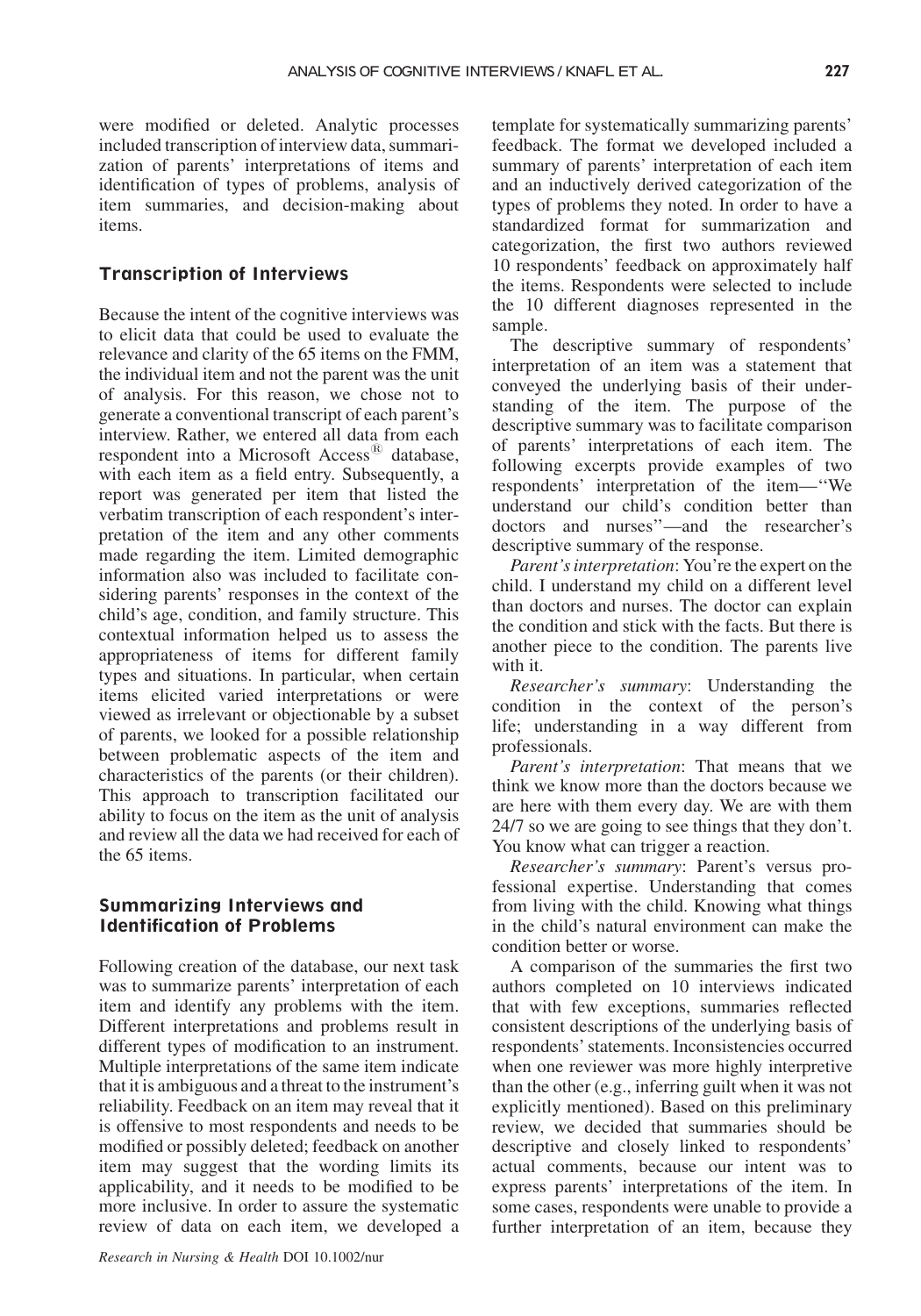were modified or deleted. Analytic processes included transcription of interview data, summarization of parents' interpretations of items and identification of types of problems, analysis of item summaries, and decision-making about items.

## Transcription of Interviews

Because the intent of the cognitive interviews was to elicit data that could be used to evaluate the relevance and clarity of the 65 items on the FMM, the individual item and not the parent was the unit of analysis. For this reason, we chose not to generate a conventional transcript of each parent's interview. Rather, we entered all data from each respondent into a Microsoft Access® database, with each item as a field entry. Subsequently, a report was generated per item that listed the verbatim transcription of each respondent's interpretation of the item and any other comments made regarding the item. Limited demographic information also was included to facilitate considering parents' responses in the context of the child's age, condition, and family structure. This contextual information helped us to assess the appropriateness of items for different family types and situations. In particular, when certain items elicited varied interpretations or were viewed as irrelevant or objectionable by a subset of parents, we looked for a possible relationship between problematic aspects of the item and characteristics of the parents (or their children). This approach to transcription facilitated our ability to focus on the item as the unit of analysis and review all the data we had received for each of the 65 items.

## Summarizing Interviews and Identification of Problems

Following creation of the database, our next task was to summarize parents' interpretation of each item and identify any problems with the item. Different interpretations and problems result in different types of modification to an instrument. Multiple interpretations of the same item indicate that it is ambiguous and a threat to the instrument's reliability. Feedback on an item may reveal that it is offensive to most respondents and needs to be modified or possibly deleted; feedback on another item may suggest that the wording limits its applicability, and it needs to be modified to be more inclusive. In order to assure the systematic review of data on each item, we developed a template for systematically summarizing parents' feedback. The format we developed included a summary of parents' interpretation of each item and an inductively derived categorization of the types of problems they noted. In order to have a standardized format for summarization and categorization, the first two authors reviewed 10 respondents' feedback on approximately half the items. Respondents were selected to include the 10 different diagnoses represented in the sample.

The descriptive summary of respondents' interpretation of an item was a statement that conveyed the underlying basis of their understanding of the item. The purpose of the descriptive summary was to facilitate comparison of parents' interpretations of each item. The following excerpts provide examples of two respondents' interpretation of the item—"We understand our child's condition better than doctors and nurses"—and the researcher's descriptive summary of the response.

*Parent's interpretation*: You're the expert on the child. I understand my child on a different level than doctors and nurses. The doctor can explain the condition and stick with the facts. But there is another piece to the condition. The parents live with it.

*Researcher's summary*: Understanding the condition in the context of the person's life; understanding in a way different from professionals.

*Parent's interpretation*: That means that we think we know more than the doctors because we are here with them every day. We are with them 24/7 so we are going to see things that they don't. You know what can trigger a reaction.

*Researcher's summary*: Parent's versus professional expertise. Understanding that comes from living with the child. Knowing what things in the child's natural environment can make the condition better or worse.

A comparison of the summaries the first two authors completed on 10 interviews indicated that with few exceptions, summaries reflected consistent descriptions of the underlying basis of respondents' statements. Inconsistencies occurred when one reviewer was more highly interpretive than the other (e.g., inferring guilt when it was not explicitly mentioned). Based on this preliminary review, we decided that summaries should be descriptive and closely linked to respondents' actual comments, because our intent was to express parents' interpretations of the item. In some cases, respondents were unable to provide a further interpretation of an item, because they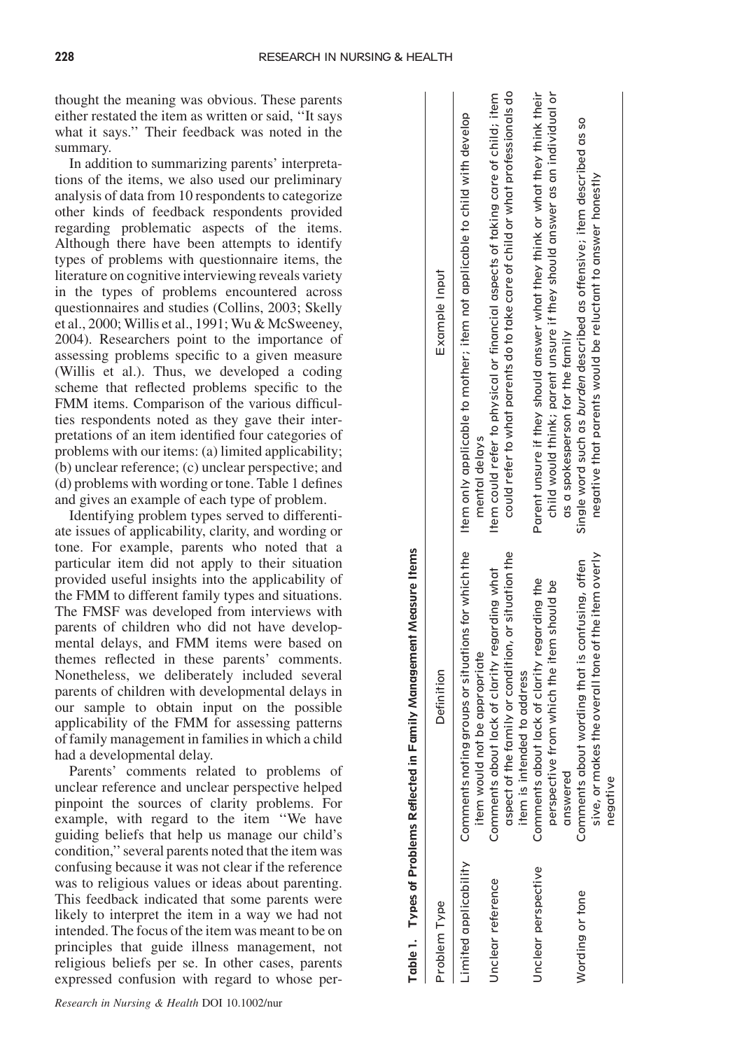thought the meaning was obvious. These parents either restated the item as written or said, "It says what it says." Their feedback was noted in the summary.

In addition to summarizing parents' interpretations of the items, we also used our preliminary analysis of data from 10 respondents to categorize other kinds of feedback respondents provided regarding problematic aspects of the items. Although there have been attempts to identify types of problems with questionnaire items, the literature on cognitive interviewing reveals variety in the types of problems encountered across questionnaires and studies (Collins, 2003; Skelly et al., 2000; Willis et al., 1991; Wu & McSweeney, 2004). Researchers point to the importance of assessing problems specific to a given measure (Willis et al.). Thus, we developed a coding scheme that reflected problems specific to the FMM items. Comparison of the various difficulties respondents noted as they gave their interpretations of an item identified four categories of problems with our items: (a) limited applicability; (b) unclear reference; (c) unclear perspective; and (d) problems with wording or tone. Table 1 defines and gives an example of each type of problem.

Identifying problem types served to differentiate issues of applicability, clarity, and wording or tone. For example, parents who noted that a particular item did not apply to their situation provided useful insights into the applicability of the FMM to different family types and situations. The FMSF was developed from interviews with parents of children who did not have developmental delays, and FMM items were based on themes reflected in these parents' comments. Nonetheless, we deliberately included several parents of children with developmental delays in our sample to obtain input on the possible applicability of the FMM for assessing patterns of family management in families in which a child had a developmental delay.

Parents' comments related to problems of unclear reference and unclear perspective helped pinpoint the sources of clarity problems. For example, with regard to the item "We have guiding beliefs that help us manage our child's condition," several parents noted that the item was confusing because it was not clear if the reference was to religious values or ideas about parenting. This feedback indicated that some parents were likely to interpret the item in a way we had not intended. The focus of the item was meant to be on principles that guide illness management, not religious beliefs per se. In other cases, parents expressed confusion with regard to whose per-

**Table 1. Types of Problems Reflected in Family Management Measure Items**

| Problem Type | Definition | Example Input |
|---|---|---|
| Limited applicability | Comments noting groups or situations for which the item would not be appropriate | Item only applicable to mother; item not applicable to child with develop mental delays |
| Unclear reference | Comments about lack of clarity regarding what aspect of the family or condition, or situation the item is intended to address | Item could refer to physical or financial aspects of taking care of child; item could refer to what parents do to take care of child or what professionals do |
| Unclear perspective | Comments about lack of clarity regarding the perspective from which the item should be answered | Parent unsure if they should answer what they think or what they think their child would think; parent unsure if they should answer as an individual or as a spokesperson for the family |
| Wording or tone | Comments about wording that is confusing, often sive, or makes the overall tone of the item overly negative | Single word such as *burden* described as offensive; item described as so negative that parents would be reluctant to answer honestly |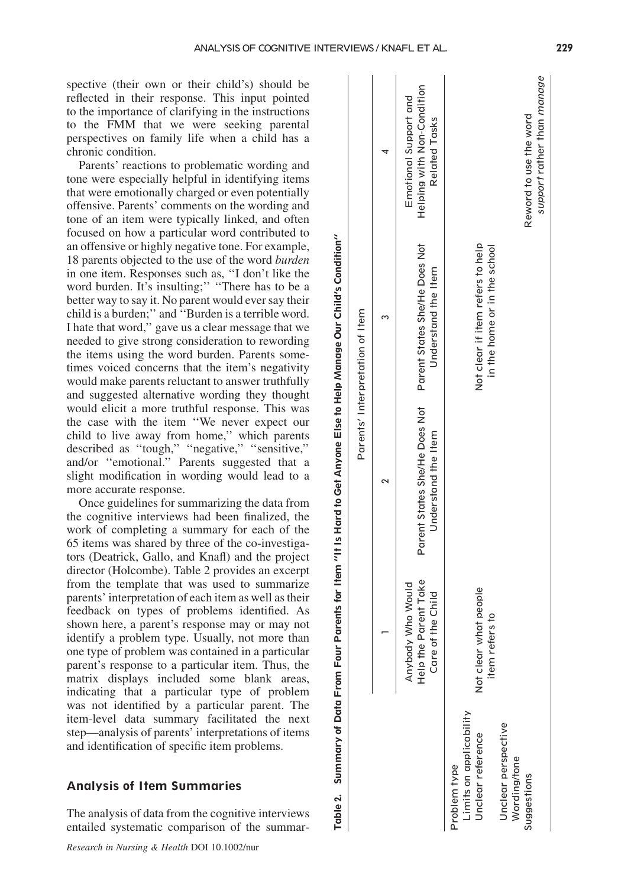spective (their own or their child's) should be reflected in their response. This input pointed to the importance of clarifying in the instructions to the FMM that we were seeking parental perspectives on family life when a child has a chronic condition.

Parents' reactions to problematic wording and tone were especially helpful in identifying items that were emotionally charged or even potentially offensive. Parents' comments on the wording and tone of an item were typically linked, and often focused on how a particular word contributed to an offensive or highly negative tone. For example, 18 parents objected to the use of the word *burden* in one item. Responses such as, ''I don't like the word burden. It's insulting;'' ''There has to be a better way to say it. No parent would ever say their child is a burden;'' and ''Burden is a terrible word. I hate that word,'' gave us a clear message that we needed to give strong consideration to rewording the items using the word burden. Parents sometimes voiced concerns that the item's negativity would make parents reluctant to answer truthfully and suggested alternative wording they thought would elicit a more truthful response. This was the case with the item ''We never expect our child to live away from home,'' which parents described as ''tough,'' ''negative,'' ''sensitive,'' and/or ''emotional.'' Parents suggested that a slight modification in wording would lead to a more accurate response.

Once guidelines for summarizing the data from the cognitive interviews had been finalized, the work of completing a summary for each of the 65 items was shared by three of the co-investigators (Deatrick, Gallo, and Knafl) and the project director (Holcombe). Table 2 provides an excerpt from the template that was used to summarize parents' interpretation of each item as well as their feedback on types of problems identified. As shown here, a parent's response may or may not identify a problem type. Usually, not more than one type of problem was contained in a particular parent's response to a particular item. Thus, the matrix displays included some blank areas, indicating that a particular type of problem was not identified by a particular parent. The item-level data summary facilitated the next step—analysis of parents' interpretations of items and identification of specific item problems.

## Analysis of Item Summaries

The analysis of data from the cognitive interviews entailed systematic comparison of the summar-

**Table 2. Summary of Data From Four Parents for Item ''It Is Hard to Get Anyone Else to Help Manage Our Child's Condition''**

| | Parents' Interpretation of Item | | | |
|---|---|---|---|---|
| | 1 | 2 | 3 | 4 |
| | Anybody Who Would Help the Parent Take Care of the Child | Parent States She/He Does Not Understand the Item | Parent States She/He Does Not Understand the Item | Emotional Support and Helping with Non-Condition Related Tasks |
| Problem type | | | | |
| Limits on applicability | | | | |
| Unclear reference | Not clear what people item refers to | | Not clear if item refers to help in the home or in the school | |
| Unclear perspective | | | | |
| Wording/tone | | | | |
| Suggestions | | | | Reword to use the word *support* rather than *manage* |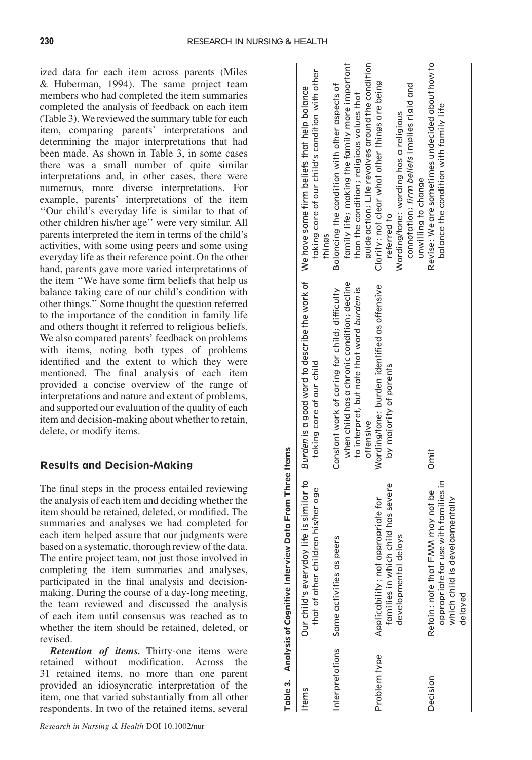ized data for each item across parents (Miles & Huberman, 1994). The same project team members who had completed the item summaries completed the analysis of feedback on each item (Table 3). We reviewed the summary table for each item, comparing parents' interpretations and determining the major interpretations that had been made. As shown in Table 3, in some cases there was a small number of quite similar interpretations and, in other cases, there were numerous, more diverse interpretations. For example, parents' interpretations of the item ''Our child's everyday life is similar to that of other children his/her age'' were very similar. All parents interpreted the item in terms of the child's activities, with some using peers and some using everyday life as their reference point. On the other hand, parents gave more varied interpretations of the item ''We have some firm beliefs that help us balance taking care of our child's condition with other things.'' Some thought the question referred to the importance of the condition in family life and others thought it referred to religious beliefs. We also compared parents' feedback on problems with items, noting both types of problems identified and the extent to which they were mentioned. The final analysis of each item provided a concise overview of the range of interpretations and nature and extent of problems, and supported our evaluation of the quality of each item and decision-making about whether to retain, delete, or modify items.

## Results and Decision-Making

The final steps in the process entailed reviewing the analysis of each item and deciding whether the item should be retained, deleted, or modified. The summaries and analyses we had completed for each item helped assure that our judgments were based on a systematic, thorough review of the data. The entire project team, not just those involved in completing the item summaries and analyses, participated in the final analysis and decision-making. During the course of a day-long meeting, the team reviewed and discussed the analysis of each item until consensus was reached as to whether the item should be retained, deleted, or revised.

***Retention of items.*** Thirty-one items were retained without modification. Across the 31 retained items, no more than one parent provided an idiosyncratic interpretation of the item, one that varied substantially from all other respondents. In two of the retained items, several

**Table 3. Analysis of Cognitive Interview Data From Three Items**

| Items | Our child's everyday life is similar to that of other children his/her age | *Burden* is a good word to describe the work of taking care of our child | We have some firm beliefs that help balance taking care of our child's condition with other things |
|---|---|---|---|
| Interpretations | Same activities as peers | Constant work of caring for child; difficulty when child has a chronic condition; decline to interpret, but note that word *burden* is offensive | Balancing the condition with other aspects of family life; making the family more important than the condition; religious values that guide action; Life revolves around the condition |
| Problem type | Applicability: not appropriate for families in which child has severe developmental delays | Wording/tone: burden identified as offensive by majority of parents | Clarity: not clear what other things are being referred to<br>Wording/tone: wording has a religious connotation; *firm beliefs* implies rigid and unwilling to change |
| Decision | Retain: note that FMM may not be appropriate for use with families in which child is developmentally delayed | Omit | Revise: We are sometimes undecided about how to balance the condition with family life |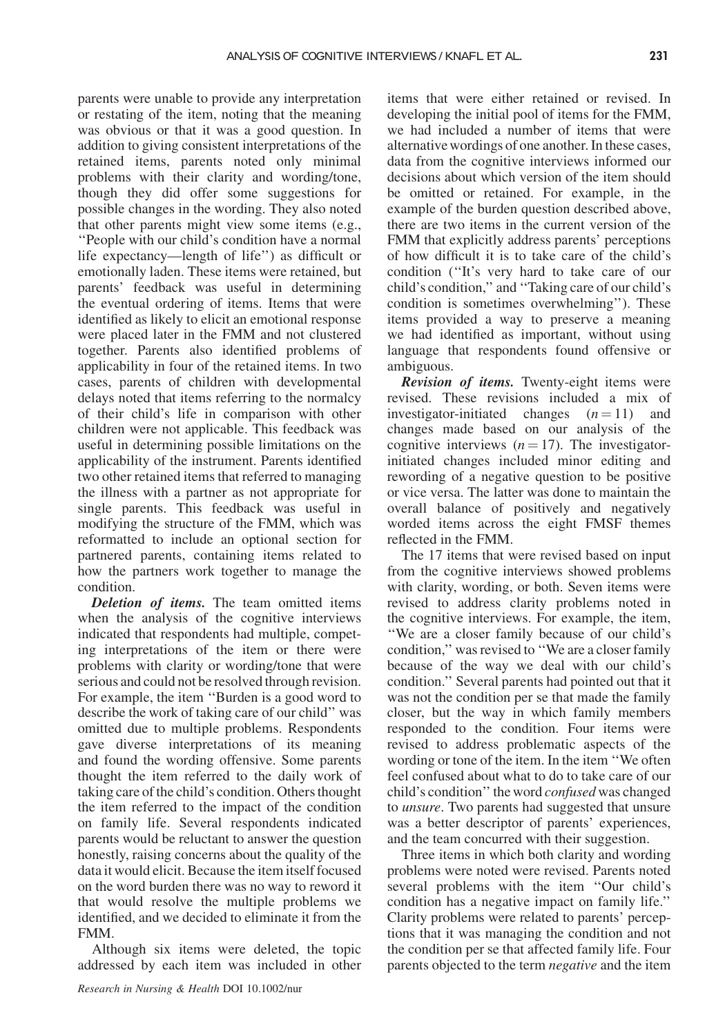parents were unable to provide any interpretation or restating of the item, noting that the meaning was obvious or that it was a good question. In addition to giving consistent interpretations of the retained items, parents noted only minimal problems with their clarity and wording/tone, though they did offer some suggestions for possible changes in the wording. They also noted that other parents might view some items (e.g., ''People with our child's condition have a normal life expectancy—length of life'') as difficult or emotionally laden. These items were retained, but parents' feedback was useful in determining the eventual ordering of items. Items that were identified as likely to elicit an emotional response were placed later in the FMM and not clustered together. Parents also identified problems of applicability in four of the retained items. In two cases, parents of children with developmental delays noted that items referring to the normalcy of their child's life in comparison with other children were not applicable. This feedback was useful in determining possible limitations on the applicability of the instrument. Parents identified two other retained items that referred to managing the illness with a partner as not appropriate for single parents. This feedback was useful in modifying the structure of the FMM, which was reformatted to include an optional section for partnered parents, containing items related to how the partners work together to manage the condition.

***Deletion of items.*** The team omitted items when the analysis of the cognitive interviews indicated that respondents had multiple, competing interpretations of the item or there were problems with clarity or wording/tone that were serious and could not be resolved through revision. For example, the item ''Burden is a good word to describe the work of taking care of our child'' was omitted due to multiple problems. Respondents gave diverse interpretations of its meaning and found the wording offensive. Some parents thought the item referred to the daily work of taking care of the child's condition. Others thought the item referred to the impact of the condition on family life. Several respondents indicated parents would be reluctant to answer the question honestly, raising concerns about the quality of the data it would elicit. Because the item itself focused on the word burden there was no way to reword it that would resolve the multiple problems we identified, and we decided to eliminate it from the FMM.

Although six items were deleted, the topic addressed by each item was included in other items that were either retained or revised. In developing the initial pool of items for the FMM, we had included a number of items that were alternative wordings of one another. In these cases, data from the cognitive interviews informed our decisions about which version of the item should be omitted or retained. For example, in the example of the burden question described above, there are two items in the current version of the FMM that explicitly address parents' perceptions of how difficult it is to take care of the child's condition (''It's very hard to take care of our child's condition,'' and ''Taking care of our child's condition is sometimes overwhelming''). These items provided a way to preserve a meaning we had identified as important, without using language that respondents found offensive or ambiguous.

***Revision of items.*** Twenty-eight items were revised. These revisions included a mix of investigator-initiated changes ($n = 11$) and changes made based on our analysis of the cognitive interviews ($n = 17$). The investigator-initiated changes included minor editing and rewording of a negative question to be positive or vice versa. The latter was done to maintain the overall balance of positively and negatively worded items across the eight FMSF themes reflected in the FMM.

The 17 items that were revised based on input from the cognitive interviews showed problems with clarity, wording, or both. Seven items were revised to address clarity problems noted in the cognitive interviews. For example, the item, ''We are a closer family because of our child's condition,'' was revised to ''We are a closer family because of the way we deal with our child's condition.'' Several parents had pointed out that it was not the condition per se that made the family closer, but the way in which family members responded to the condition. Four items were revised to address problematic aspects of the wording or tone of the item. In the item ''We often feel confused about what to do to take care of our child's condition'' the word *confused* was changed to *unsure*. Two parents had suggested that unsure was a better descriptor of parents' experiences, and the team concurred with their suggestion.

Three items in which both clarity and wording problems were noted were revised. Parents noted several problems with the item ''Our child's condition has a negative impact on family life.'' Clarity problems were related to parents' perceptions that it was managing the condition and not the condition per se that affected family life. Four parents objected to the term *negative* and the item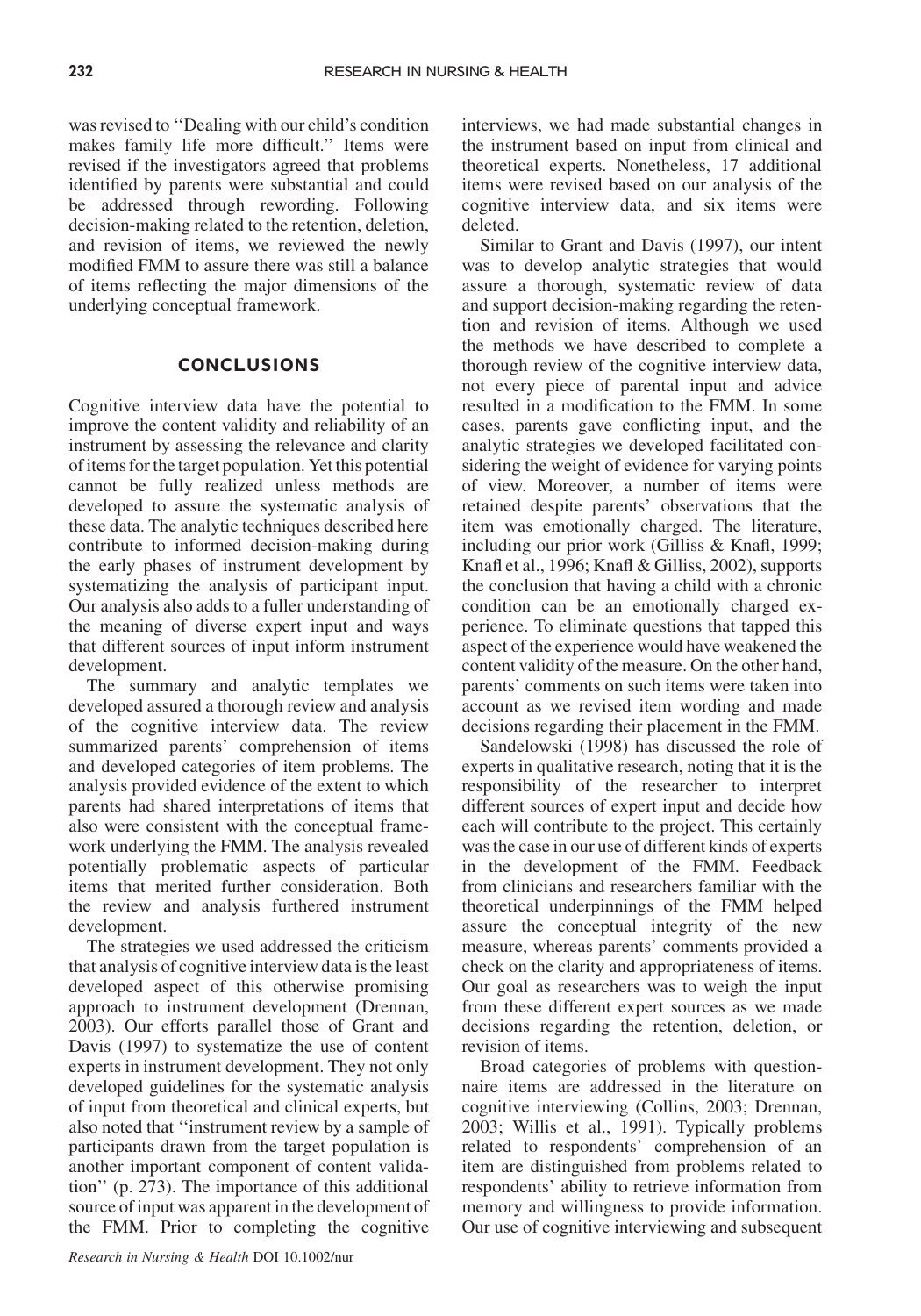was revised to ''Dealing with our child's condition makes family life more difficult.'' Items were revised if the investigators agreed that problems identified by parents were substantial and could be addressed through rewording. Following decision-making related to the retention, deletion, and revision of items, we reviewed the newly modified FMM to assure there was still a balance of items reflecting the major dimensions of the underlying conceptual framework.

## CONCLUSIONS

Cognitive interview data have the potential to improve the content validity and reliability of an instrument by assessing the relevance and clarity of items for the target population. Yet this potential cannot be fully realized unless methods are developed to assure the systematic analysis of these data. The analytic techniques described here contribute to informed decision-making during the early phases of instrument development by systematizing the analysis of participant input. Our analysis also adds to a fuller understanding of the meaning of diverse expert input and ways that different sources of input inform instrument development.

The summary and analytic templates we developed assured a thorough review and analysis of the cognitive interview data. The review summarized parents' comprehension of items and developed categories of item problems. The analysis provided evidence of the extent to which parents had shared interpretations of items that also were consistent with the conceptual framework underlying the FMM. The analysis revealed potentially problematic aspects of particular items that merited further consideration. Both the review and analysis furthered instrument development.

The strategies we used addressed the criticism that analysis of cognitive interview data is the least developed aspect of this otherwise promising approach to instrument development (Drennan, 2003). Our efforts parallel those of Grant and Davis (1997) to systematize the use of content experts in instrument development. They not only developed guidelines for the systematic analysis of input from theoretical and clinical experts, but also noted that ''instrument review by a sample of participants drawn from the target population is another important component of content validation'' (p. 273). The importance of this additional source of input was apparent in the development of the FMM. Prior to completing the cognitive interviews, we had made substantial changes in the instrument based on input from clinical and theoretical experts. Nonetheless, 17 additional items were revised based on our analysis of the cognitive interview data, and six items were deleted.

Similar to Grant and Davis (1997), our intent was to develop analytic strategies that would assure a thorough, systematic review of data and support decision-making regarding the retention and revision of items. Although we used the methods we have described to complete a thorough review of the cognitive interview data, not every piece of parental input and advice resulted in a modification to the FMM. In some cases, parents gave conflicting input, and the analytic strategies we developed facilitated considering the weight of evidence for varying points of view. Moreover, a number of items were retained despite parents' observations that the item was emotionally charged. The literature, including our prior work (Gilliss & Knafl, 1999; Knafl et al., 1996; Knafl & Gilliss, 2002), supports the conclusion that having a child with a chronic condition can be an emotionally charged experience. To eliminate questions that tapped this aspect of the experience would have weakened the content validity of the measure. On the other hand, parents' comments on such items were taken into account as we revised item wording and made decisions regarding their placement in the FMM.

Sandelowski (1998) has discussed the role of experts in qualitative research, noting that it is the responsibility of the researcher to interpret different sources of expert input and decide how each will contribute to the project. This certainly was the case in our use of different kinds of experts in the development of the FMM. Feedback from clinicians and researchers familiar with the theoretical underpinnings of the FMM helped assure the conceptual integrity of the new measure, whereas parents' comments provided a check on the clarity and appropriateness of items. Our goal as researchers was to weigh the input from these different expert sources as we made decisions regarding the retention, deletion, or revision of items.

Broad categories of problems with questionnaire items are addressed in the literature on cognitive interviewing (Collins, 2003; Drennan, 2003; Willis et al., 1991). Typically problems related to respondents' comprehension of an item are distinguished from problems related to respondents' ability to retrieve information from memory and willingness to provide information. Our use of cognitive interviewing and subsequent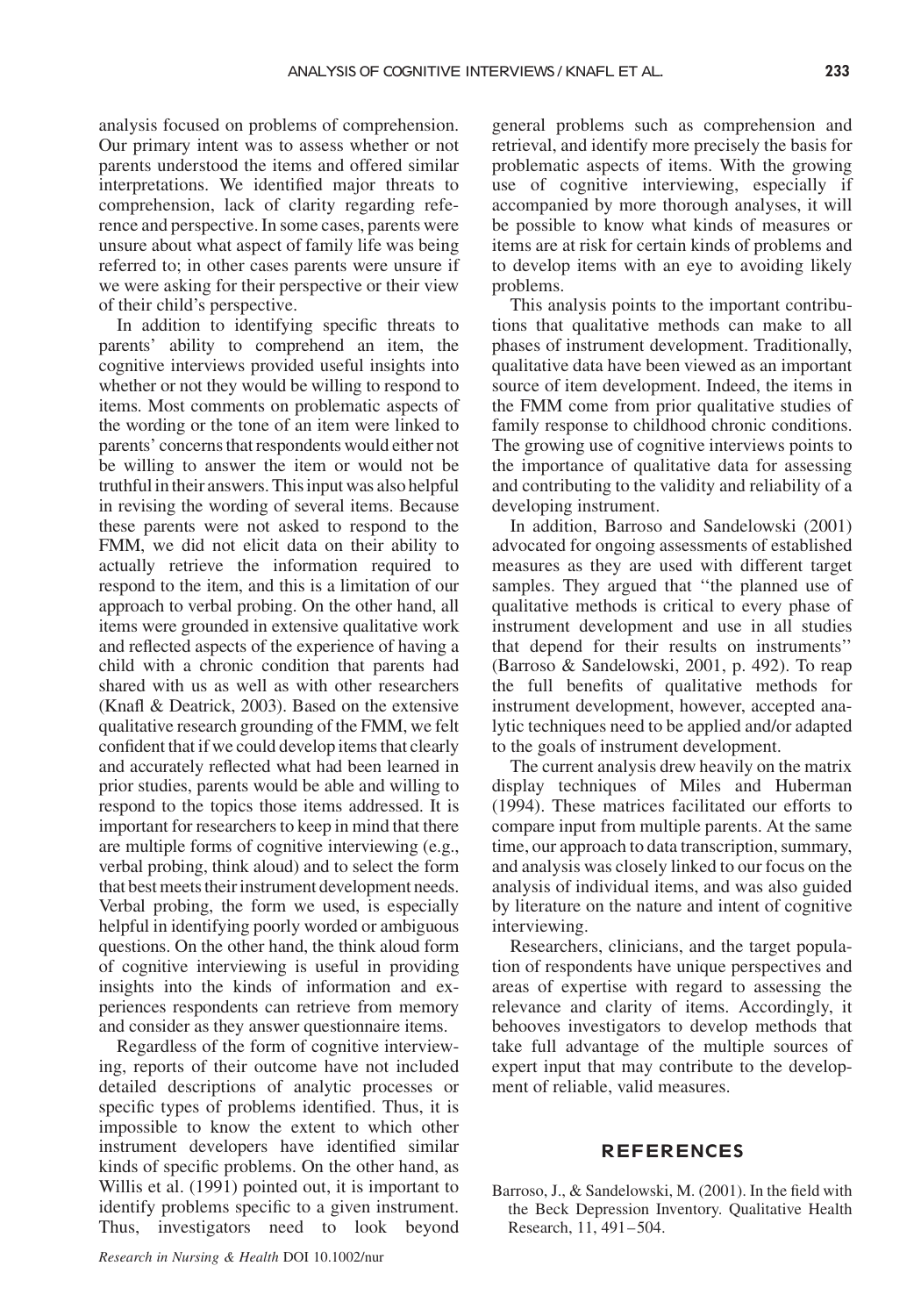analysis focused on problems of comprehension. Our primary intent was to assess whether or not parents understood the items and offered similar interpretations. We identified major threats to comprehension, lack of clarity regarding reference and perspective. In some cases, parents were unsure about what aspect of family life was being referred to; in other cases parents were unsure if we were asking for their perspective or their view of their child's perspective.

In addition to identifying specific threats to parents' ability to comprehend an item, the cognitive interviews provided useful insights into whether or not they would be willing to respond to items. Most comments on problematic aspects of the wording or the tone of an item were linked to parents' concerns that respondents would either not be willing to answer the item or would not be truthful in their answers. This input was also helpful in revising the wording of several items. Because these parents were not asked to respond to the FMM, we did not elicit data on their ability to actually retrieve the information required to respond to the item, and this is a limitation of our approach to verbal probing. On the other hand, all items were grounded in extensive qualitative work and reflected aspects of the experience of having a child with a chronic condition that parents had shared with us as well as with other researchers (Knafl & Deatrick, 2003). Based on the extensive qualitative research grounding of the FMM, we felt confident that if we could develop items that clearly and accurately reflected what had been learned in prior studies, parents would be able and willing to respond to the topics those items addressed. It is important for researchers to keep in mind that there are multiple forms of cognitive interviewing (e.g., verbal probing, think aloud) and to select the form that best meets their instrument development needs. Verbal probing, the form we used, is especially helpful in identifying poorly worded or ambiguous questions. On the other hand, the think aloud form of cognitive interviewing is useful in providing insights into the kinds of information and experiences respondents can retrieve from memory and consider as they answer questionnaire items.

Regardless of the form of cognitive interviewing, reports of their outcome have not included detailed descriptions of analytic processes or specific types of problems identified. Thus, it is impossible to know the extent to which other instrument developers have identified similar kinds of specific problems. On the other hand, as Willis et al. (1991) pointed out, it is important to identify problems specific to a given instrument. Thus, investigators need to look beyond general problems such as comprehension and retrieval, and identify more precisely the basis for problematic aspects of items. With the growing use of cognitive interviewing, especially if accompanied by more thorough analyses, it will be possible to know what kinds of measures or items are at risk for certain kinds of problems and to develop items with an eye to avoiding likely problems.

This analysis points to the important contributions that qualitative methods can make to all phases of instrument development. Traditionally, qualitative data have been viewed as an important source of item development. Indeed, the items in the FMM come from prior qualitative studies of family response to childhood chronic conditions. The growing use of cognitive interviews points to the importance of qualitative data for assessing and contributing to the validity and reliability of a developing instrument.

In addition, Barroso and Sandelowski (2001) advocated for ongoing assessments of established measures as they are used with different target samples. They argued that "the planned use of qualitative methods is critical to every phase of instrument development and use in all studies that depend for their results on instruments" (Barroso & Sandelowski, 2001, p. 492). To reap the full benefits of qualitative methods for instrument development, however, accepted analytic techniques need to be applied and/or adapted to the goals of instrument development.

The current analysis drew heavily on the matrix display techniques of Miles and Huberman (1994). These matrices facilitated our efforts to compare input from multiple parents. At the same time, our approach to data transcription, summary, and analysis was closely linked to our focus on the analysis of individual items, and was also guided by literature on the nature and intent of cognitive interviewing.

Researchers, clinicians, and the target population of respondents have unique perspectives and areas of expertise with regard to assessing the relevance and clarity of items. Accordingly, it behooves investigators to develop methods that take full advantage of the multiple sources of expert input that may contribute to the development of reliable, valid measures.

## REFERENCES

Barroso, J., & Sandelowski, M. (2001). In the field with the Beck Depression Inventory. Qualitative Health Research, 11, 491–504.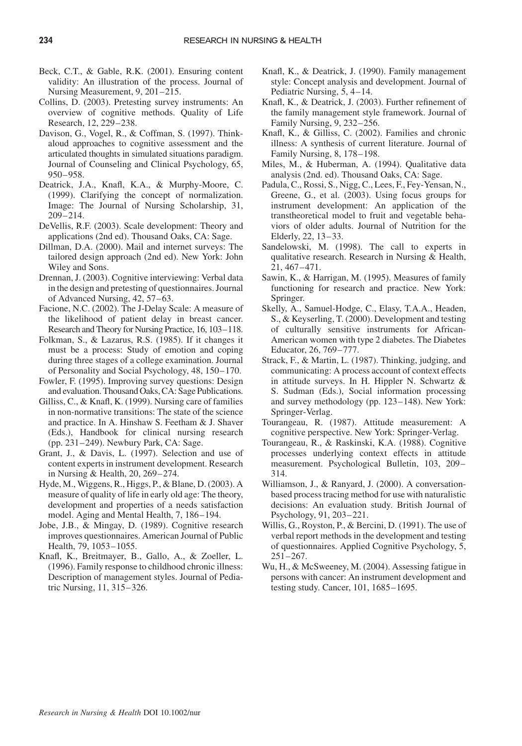Beck, C.T., & Gable, R.K. (2001). Ensuring content validity: An illustration of the process. Journal of Nursing Measurement, 9, 201–215.

Collins, D. (2003). Pretesting survey instruments: An overview of cognitive methods. Quality of Life Research, 12, 229–238.

Davison, G., Vogel, R., & Coffman, S. (1997). Think-aloud approaches to cognitive assessment and the articulated thoughts in simulated situations paradigm. Journal of Counseling and Clinical Psychology, 65, 950–958.

Deatrick, J.A., Knafl, K.A., & Murphy-Moore, C. (1999). Clarifying the concept of normalization. Image: The Journal of Nursing Scholarship, 31, 209–214.

DeVellis, R.F. (2003). Scale development: Theory and applications (2nd ed). Thousand Oaks, CA: Sage.

Dillman, D.A. (2000). Mail and internet surveys: The tailored design approach (2nd ed). New York: John Wiley and Sons.

Drennan, J. (2003). Cognitive interviewing: Verbal data in the design and pretesting of questionnaires. Journal of Advanced Nursing, 42, 57–63.

Facione, N.C. (2002). The J-Delay Scale: A measure of the likelihood of patient delay in breast cancer. Research and Theory for Nursing Practice, 16, 103–118.

Folkman, S., & Lazarus, R.S. (1985). If it changes it must be a process: Study of emotion and coping during three stages of a college examination. Journal of Personality and Social Psychology, 48, 150–170.

Fowler, F. (1995). Improving survey questions: Design and evaluation. Thousand Oaks, CA: Sage Publications.

Gilliss, C., & Knafl, K. (1999). Nursing care of families in non-normative transitions: The state of the science and practice. In A. Hinshaw S. Feetham & J. Shaver (Eds.), Handbook for clinical nursing research (pp. 231–249). Newbury Park, CA: Sage.

Grant, J., & Davis, L. (1997). Selection and use of content experts in instrument development. Research in Nursing & Health, 20, 269–274.

Hyde, M., Wiggens, R., Higgs, P., & Blane, D. (2003). A measure of quality of life in early old age: The theory, development and properties of a needs satisfaction model. Aging and Mental Health, 7, 186–194.

Jobe, J.B., & Mingay, D. (1989). Cognitive research improves questionnaires. American Journal of Public Health, 79, 1053–1055.

Knafl, K., Breitmayer, B., Gallo, A., & Zoeller, L. (1996). Family response to childhood chronic illness: Description of management styles. Journal of Pediatric Nursing, 11, 315–326.

Knafl, K., & Deatrick, J. (1990). Family management style: Concept analysis and development. Journal of Pediatric Nursing, 5, 4–14.

Knafl, K., & Deatrick, J. (2003). Further refinement of the family management style framework. Journal of Family Nursing, 9, 232–256.

Knafl, K., & Gilliss, C. (2002). Families and chronic illness: A synthesis of current literature. Journal of Family Nursing, 8, 178–198.

Miles, M., & Huberman, A. (1994). Qualitative data analysis (2nd. ed). Thousand Oaks, CA: Sage.

Padula, C., Rossi, S., Nigg, C., Lees, F., Fey-Yensan, N., Greene, G., et al. (2003). Using focus groups for instrument development: An application of the transtheoretical model to fruit and vegetable behaviors of older adults. Journal of Nutrition for the Elderly, 22, 13–33.

Sandelowski, M. (1998). The call to experts in qualitative research. Research in Nursing & Health, 21, 467–471.

Sawin, K., & Harrigan, M. (1995). Measures of family functioning for research and practice. New York: Springer.

Skelly, A., Samuel-Hodge, C., Elasy, T.A.A., Headen, S., & Keyserling, T. (2000). Development and testing of culturally sensitive instruments for African-American women with type 2 diabetes. The Diabetes Educator, 26, 769–777.

Strack, F., & Martin, L. (1987). Thinking, judging, and communicating: A process account of context effects in attitude surveys. In H. Hippler N. Schwartz & S. Sudman (Eds.), Social information processing and survey methodology (pp. 123–148). New York: Springer-Verlag.

Tourangeau, R. (1987). Attitude measurement: A cognitive perspective. New York: Springer-Verlag.

Tourangeau, R., & Raskinski, K.A. (1988). Cognitive processes underlying context effects in attitude measurement. Psychological Bulletin, 103, 209–314.

Williamson, J., & Ranyard, J. (2000). A conversation-based process tracing method for use with naturalistic decisions: An evaluation study. British Journal of Psychology, 91, 203–221.

Willis, G., Royston, P., & Bercini, D. (1991). The use of verbal report methods in the development and testing of questionnaires. Applied Cognitive Psychology, 5, 251–267.

Wu, H., & McSweeney, M. (2004). Assessing fatigue in persons with cancer: An instrument development and testing study. Cancer, 101, 1685–1695.